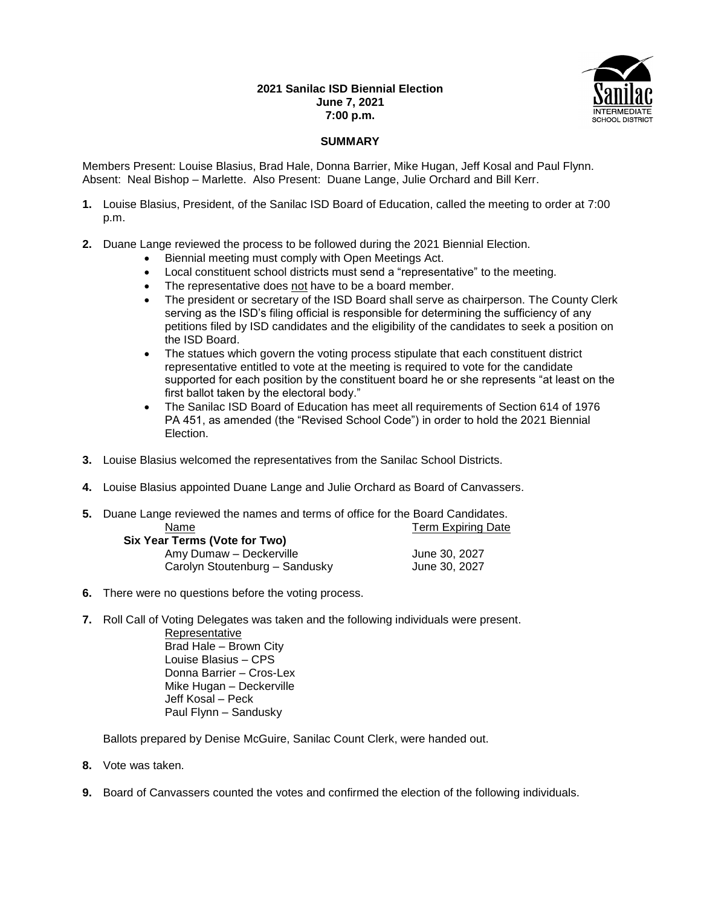**2021 Sanilac ISD Biennial Election**
**June 7, 2021**
**7:00 p.m.**

## SUMMARY

Members Present: Louise Blasius, Brad Hale, Donna Barrier, Mike Hugan, Jeff Kosal and Paul Flynn. Absent: Neal Bishop – Marlette. Also Present: Duane Lange, Julie Orchard and Bill Kerr.

**1.** Louise Blasius, President, of the Sanilac ISD Board of Education, called the meeting to order at 7:00 p.m.

**2.** Duane Lange reviewed the process to be followed during the 2021 Biennial Election.
- Biennial meeting must comply with Open Meetings Act.
- Local constituent school districts must send a "representative" to the meeting.
- The representative does not have to be a board member.
- The president or secretary of the ISD Board shall serve as chairperson. The County Clerk serving as the ISD's filing official is responsible for determining the sufficiency of any petitions filed by ISD candidates and the eligibility of the candidates to seek a position on the ISD Board.
- The statues which govern the voting process stipulate that each constituent district representative entitled to vote at the meeting is required to vote for the candidate supported for each position by the constituent board he or she represents "at least on the first ballot taken by the electoral body."
- The Sanilac ISD Board of Education has meet all requirements of Section 614 of 1976 PA 451, as amended (the "Revised School Code") in order to hold the 2021 Biennial Election.

**3.** Louise Blasius welcomed the representatives from the Sanilac School Districts.

**4.** Louise Blasius appointed Duane Lange and Julie Orchard as Board of Canvassers.

**5.** Duane Lange reviewed the names and terms of office for the Board Candidates.

| Name | Term Expiring Date |
|---|---|
| **Six Year Terms (Vote for Two)** | |
| Amy Dumaw – Deckerville | June 30, 2027 |
| Carolyn Stoutenburg – Sandusky | June 30, 2027 |

**6.** There were no questions before the voting process.

**7.** Roll Call of Voting Delegates was taken and the following individuals were present.

Representative
Brad Hale – Brown City
Louise Blasius – CPS
Donna Barrier – Cros-Lex
Mike Hugan – Deckerville
Jeff Kosal – Peck
Paul Flynn – Sandusky

Ballots prepared by Denise McGuire, Sanilac Count Clerk, were handed out.

**8.** Vote was taken.

**9.** Board of Canvassers counted the votes and confirmed the election of the following individuals.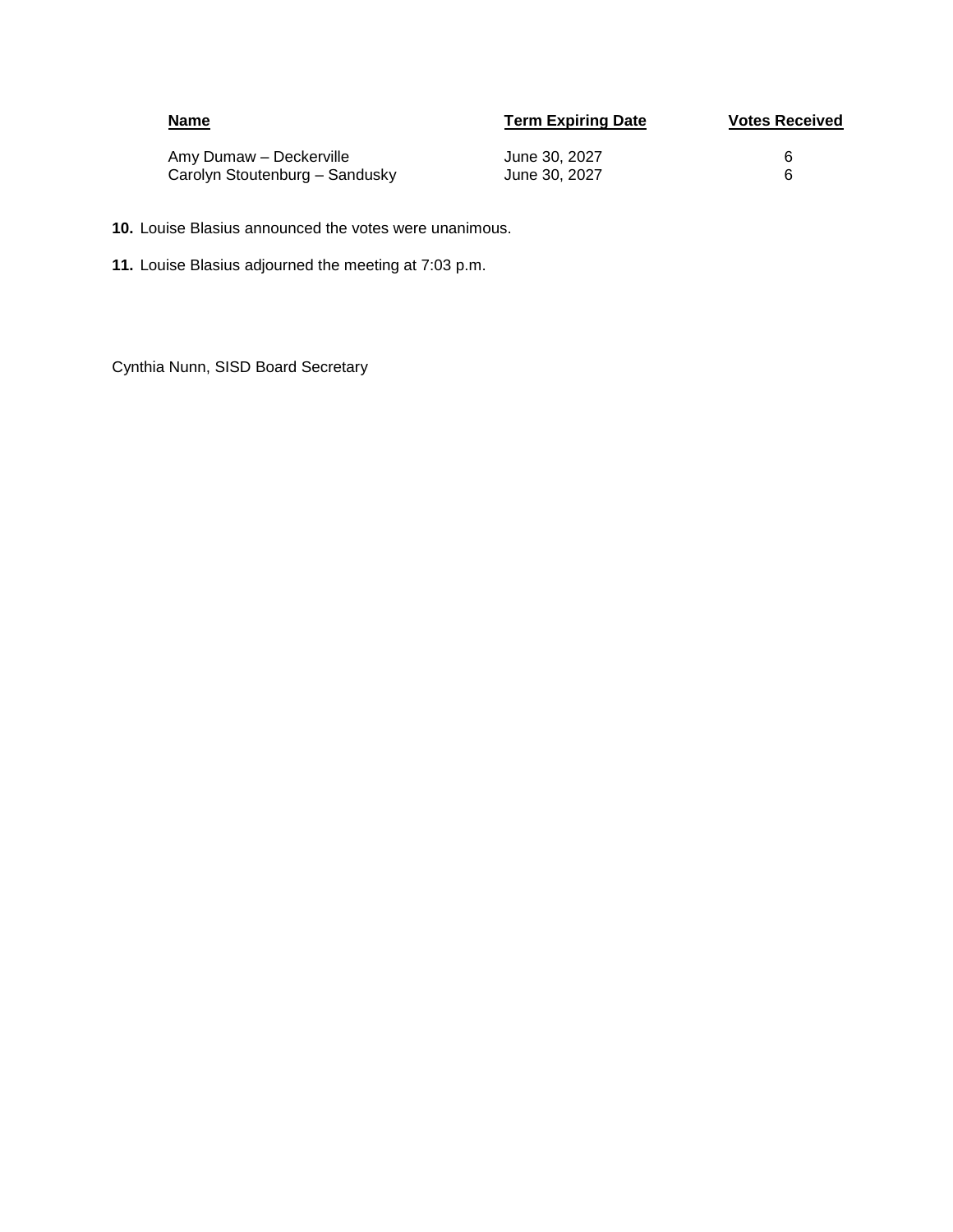| Name | Term Expiring Date | Votes Received |
|---|---|---|
| Amy Dumaw – Deckerville | June 30, 2027 | 6 |
| Carolyn Stoutenburg – Sandusky | June 30, 2027 | 6 |

**10.** Louise Blasius announced the votes were unanimous.

**11.** Louise Blasius adjourned the meeting at 7:03 p.m.

Cynthia Nunn, SISD Board Secretary